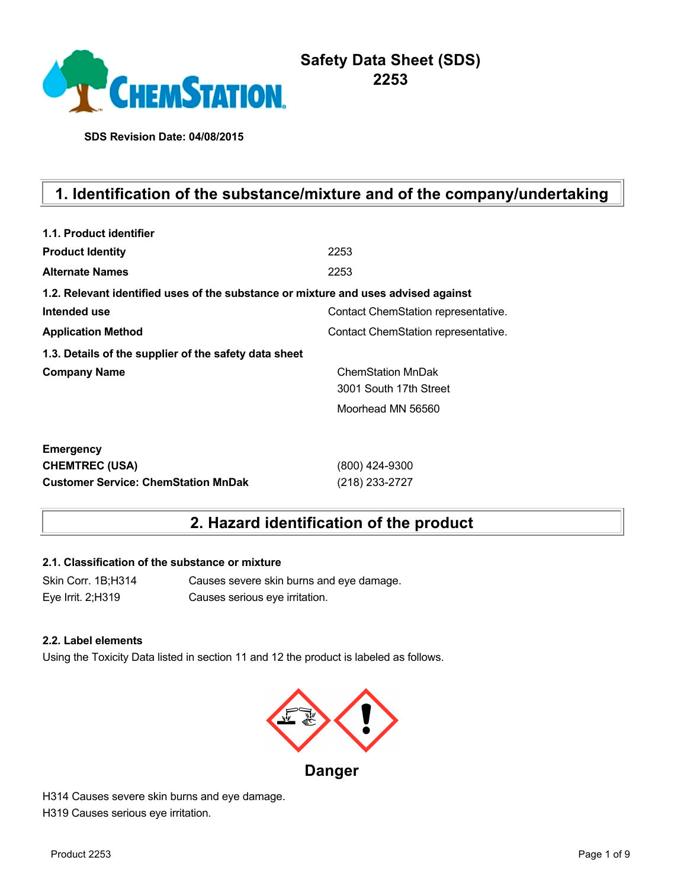# Safety Data Sheet (SDS)
# 2253

**SDS Revision Date: 04/08/2015**

## 1. Identification of the substance/mixture and of the company/undertaking

**1.1. Product identifier**

| | |
|---|---|
| **Product Identity** | 2253 |
| **Alternate Names** | 2253 |

**1.2. Relevant identified uses of the substance or mixture and uses advised against**

| | |
|---|---|
| **Intended use** | Contact ChemStation representative. |
| **Application Method** | Contact ChemStation representative. |

**1.3. Details of the supplier of the safety data sheet**

| | |
|---|---|
| **Company Name** | ChemStation MnDak<br>3001 South 17th Street<br>Moorhead MN 56560 |

**Emergency**

| | |
|---|---|
| **CHEMTREC (USA)** | (800) 424-9300 |
| **Customer Service: ChemStation MnDak** | (218) 233-2727 |

## 2. Hazard identification of the product

**2.1. Classification of the substance or mixture**

| | |
|---|---|
| Skin Corr. 1B;H314 | Causes severe skin burns and eye damage. |
| Eye Irrit. 2;H319 | Causes serious eye irritation. |

**2.2. Label elements**

Using the Toxicity Data listed in section 11 and 12 the product is labeled as follows.

**Danger**

H314 Causes severe skin burns and eye damage.
H319 Causes serious eye irritation.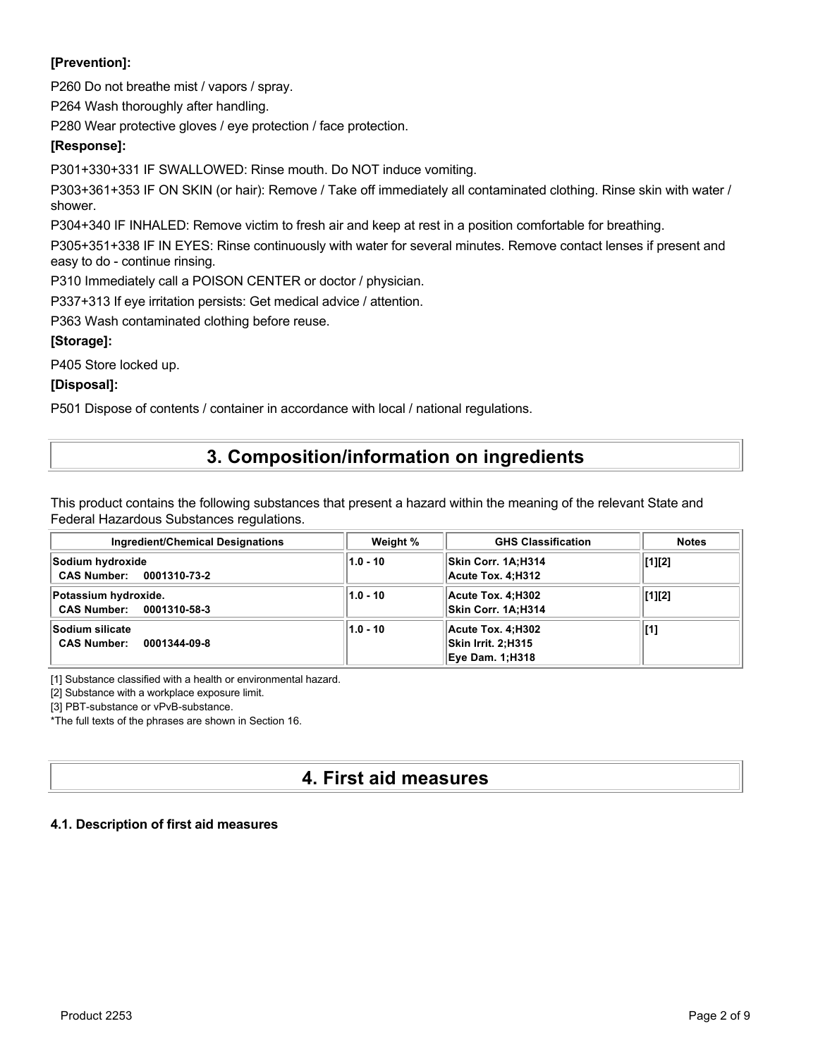**[Prevention]:**

P260 Do not breathe mist / vapors / spray.

P264 Wash thoroughly after handling.

P280 Wear protective gloves / eye protection / face protection.

**[Response]:**

P301+330+331 IF SWALLOWED: Rinse mouth. Do NOT induce vomiting.

P303+361+353 IF ON SKIN (or hair): Remove / Take off immediately all contaminated clothing. Rinse skin with water / shower.

P304+340 IF INHALED: Remove victim to fresh air and keep at rest in a position comfortable for breathing.

P305+351+338 IF IN EYES: Rinse continuously with water for several minutes. Remove contact lenses if present and easy to do - continue rinsing.

P310 Immediately call a POISON CENTER or doctor / physician.

P337+313 If eye irritation persists: Get medical advice / attention.

P363 Wash contaminated clothing before reuse.

**[Storage]:**

P405 Store locked up.

**[Disposal]:**

P501 Dispose of contents / container in accordance with local / national regulations.

## 3. Composition/information on ingredients

This product contains the following substances that present a hazard within the meaning of the relevant State and Federal Hazardous Substances regulations.

| Ingredient/Chemical Designations | Weight % | GHS Classification | Notes |
|---|---|---|---|
| **Sodium hydroxide**<br>**CAS Number: 0001310-73-2** | **1.0 - 10** | **Skin Corr. 1A;H314**<br>**Acute Tox. 4;H312** | **[1][2]** |
| **Potassium hydroxide.**<br>**CAS Number: 0001310-58-3** | **1.0 - 10** | **Acute Tox. 4;H302**<br>**Skin Corr. 1A;H314** | **[1][2]** |
| **Sodium silicate**<br>**CAS Number: 0001344-09-8** | **1.0 - 10** | **Acute Tox. 4;H302**<br>**Skin Irrit. 2;H315**<br>**Eye Dam. 1;H318** | **[1]** |

[1] Substance classified with a health or environmental hazard.

[2] Substance with a workplace exposure limit.

[3] PBT-substance or vPvB-substance.

*The full texts of the phrases are shown in Section 16.

## 4. First aid measures

### 4.1. Description of first aid measures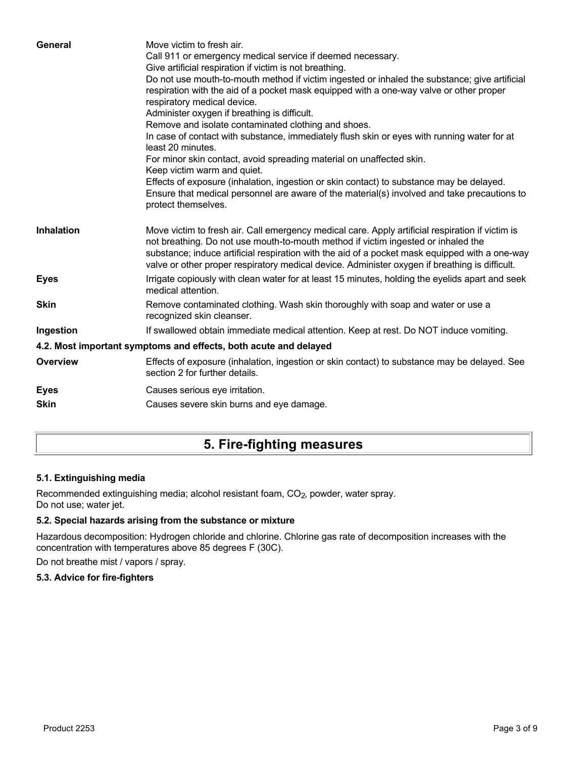| | |
|---|---|
| **General** | Move victim to fresh air.<br>Call 911 or emergency medical service if deemed necessary.<br>Give artificial respiration if victim is not breathing.<br>Do not use mouth-to-mouth method if victim ingested or inhaled the substance; give artificial respiration with the aid of a pocket mask equipped with a one-way valve or other proper respiratory medical device.<br>Administer oxygen if breathing is difficult.<br>Remove and isolate contaminated clothing and shoes.<br>In case of contact with substance, immediately flush skin or eyes with running water for at least 20 minutes.<br>For minor skin contact, avoid spreading material on unaffected skin.<br>Keep victim warm and quiet.<br>Effects of exposure (inhalation, ingestion or skin contact) to substance may be delayed.<br>Ensure that medical personnel are aware of the material(s) involved and take precautions to protect themselves. |
| **Inhalation** | Move victim to fresh air. Call emergency medical care. Apply artificial respiration if victim is not breathing. Do not use mouth-to-mouth method if victim ingested or inhaled the substance; induce artificial respiration with the aid of a pocket mask equipped with a one-way valve or other proper respiratory medical device. Administer oxygen if breathing is difficult. |
| **Eyes** | Irrigate copiously with clean water for at least 15 minutes, holding the eyelids apart and seek medical attention. |
| **Skin** | Remove contaminated clothing. Wash skin thoroughly with soap and water or use a recognized skin cleanser. |
| **Ingestion** | If swallowed obtain immediate medical attention. Keep at rest. Do NOT induce vomiting. |

### 4.2. Most important symptoms and effects, both acute and delayed

| | |
|---|---|
| **Overview** | Effects of exposure (inhalation, ingestion or skin contact) to substance may be delayed. See section 2 for further details. |
| **Eyes** | Causes serious eye irritation. |
| **Skin** | Causes severe skin burns and eye damage. |

## 5. Fire-fighting measures

### 5.1. Extinguishing media

Recommended extinguishing media; alcohol resistant foam, $CO_2$, powder, water spray.
Do not use; water jet.

### 5.2. Special hazards arising from the substance or mixture

Hazardous decomposition: Hydrogen chloride and chlorine. Chlorine gas rate of decomposition increases with the concentration with temperatures above 85 degrees F (30C).

Do not breathe mist / vapors / spray.

### 5.3. Advice for fire-fighters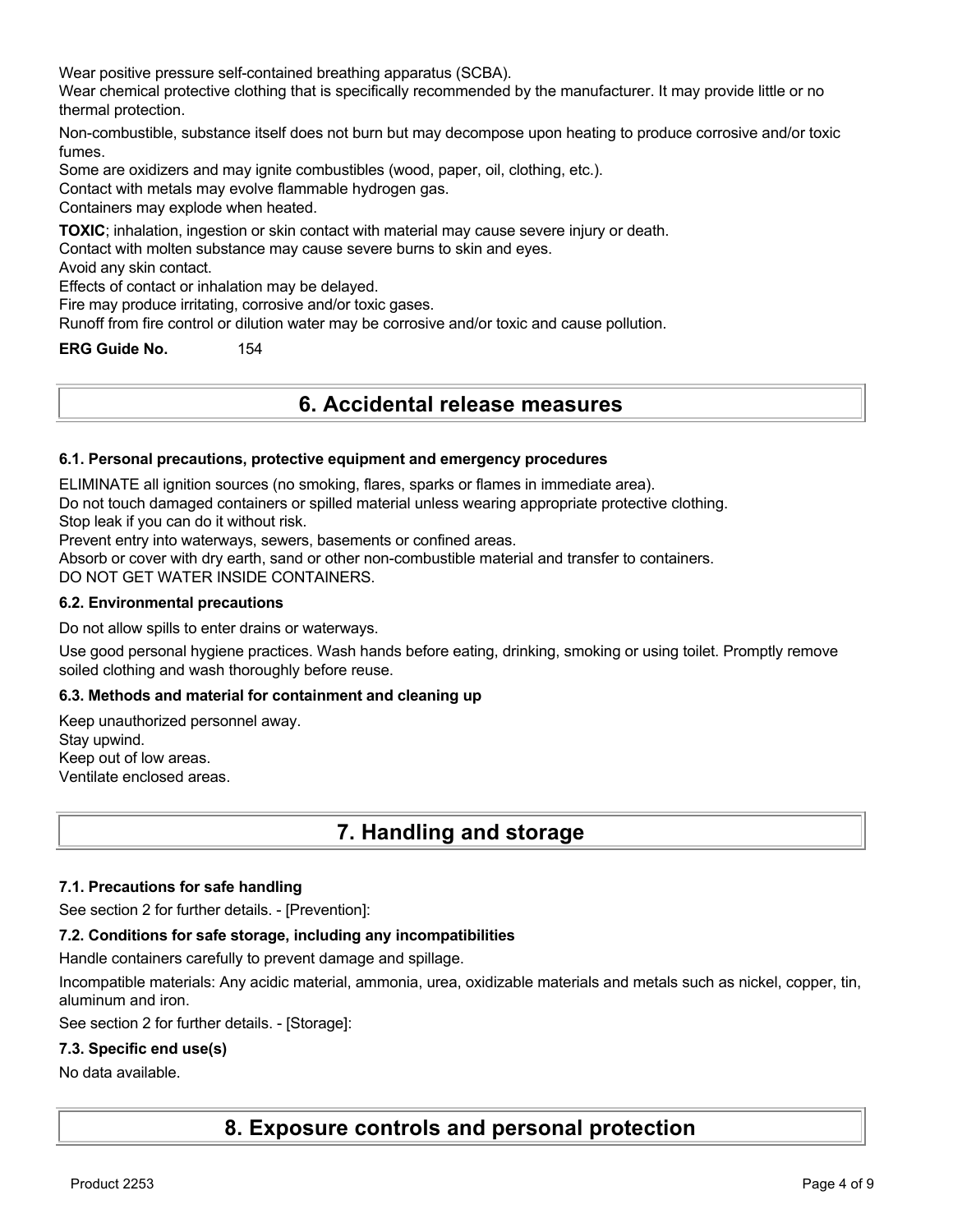Wear positive pressure self-contained breathing apparatus (SCBA).
Wear chemical protective clothing that is specifically recommended by the manufacturer. It may provide little or no thermal protection.

Non-combustible, substance itself does not burn but may decompose upon heating to produce corrosive and/or toxic fumes.
Some are oxidizers and may ignite combustibles (wood, paper, oil, clothing, etc.).
Contact with metals may evolve flammable hydrogen gas.
Containers may explode when heated.

**TOXIC**; inhalation, ingestion or skin contact with material may cause severe injury or death.
Contact with molten substance may cause severe burns to skin and eyes.
Avoid any skin contact.
Effects of contact or inhalation may be delayed.
Fire may produce irritating, corrosive and/or toxic gases.
Runoff from fire control or dilution water may be corrosive and/or toxic and cause pollution.

**ERG Guide No.** 154

# 6. Accidental release measures

### 6.1. Personal precautions, protective equipment and emergency procedures

ELIMINATE all ignition sources (no smoking, flares, sparks or flames in immediate area).
Do not touch damaged containers or spilled material unless wearing appropriate protective clothing.
Stop leak if you can do it without risk.
Prevent entry into waterways, sewers, basements or confined areas.
Absorb or cover with dry earth, sand or other non-combustible material and transfer to containers.
DO NOT GET WATER INSIDE CONTAINERS.

### 6.2. Environmental precautions

Do not allow spills to enter drains or waterways.

Use good personal hygiene practices. Wash hands before eating, drinking, smoking or using toilet. Promptly remove soiled clothing and wash thoroughly before reuse.

### 6.3. Methods and material for containment and cleaning up

Keep unauthorized personnel away.
Stay upwind.
Keep out of low areas.
Ventilate enclosed areas.

# 7. Handling and storage

### 7.1. Precautions for safe handling

See section 2 for further details. - [Prevention]:

### 7.2. Conditions for safe storage, including any incompatibilities

Handle containers carefully to prevent damage and spillage.

Incompatible materials: Any acidic material, ammonia, urea, oxidizable materials and metals such as nickel, copper, tin, aluminum and iron.

See section 2 for further details. - [Storage]:

### 7.3. Specific end use(s)

No data available.

# 8. Exposure controls and personal protection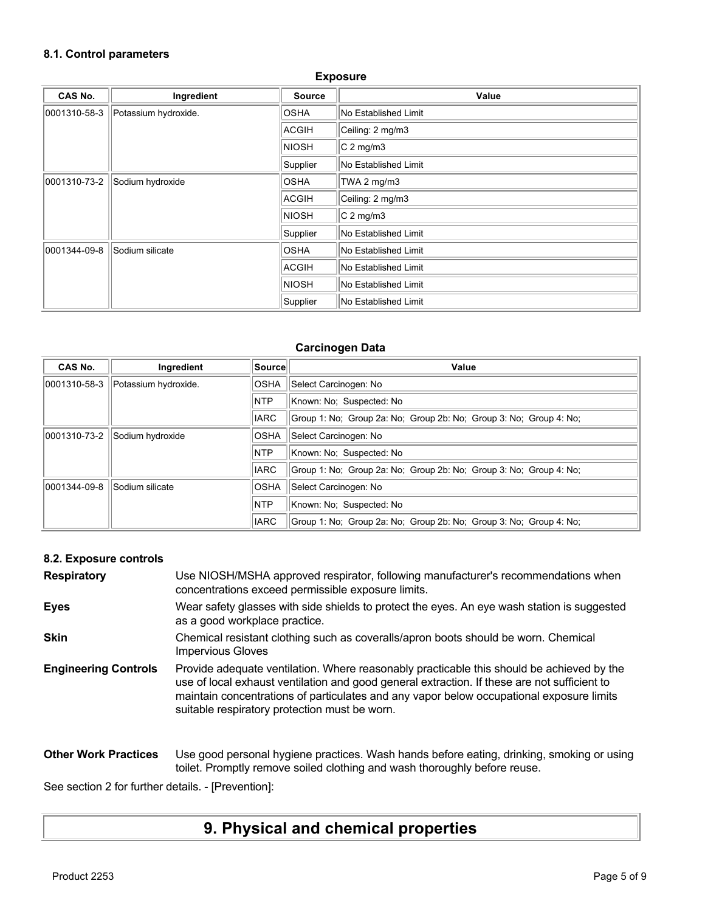### 8.1. Control parameters

**Exposure**

| CAS No. | Ingredient | Source | Value |
|---|---|---|---|
| 0001310-58-3 | Potassium hydroxide. | OSHA | No Established Limit |
| | | ACGIH | Ceiling: 2 mg/m3 |
| | | NIOSH | C 2 mg/m3 |
| | | Supplier | No Established Limit |
| 0001310-73-2 | Sodium hydroxide | OSHA | TWA 2 mg/m3 |
| | | ACGIH | Ceiling: 2 mg/m3 |
| | | NIOSH | C 2 mg/m3 |
| | | Supplier | No Established Limit |
| 0001344-09-8 | Sodium silicate | OSHA | No Established Limit |
| | | ACGIH | No Established Limit |
| | | NIOSH | No Established Limit |
| | | Supplier | No Established Limit |

**Carcinogen Data**

| CAS No. | Ingredient | Source | Value |
|---|---|---|---|
| 0001310-58-3 | Potassium hydroxide. | OSHA | Select Carcinogen: No |
| | | NTP | Known: No; Suspected: No |
| | | IARC | Group 1: No; Group 2a: No; Group 2b: No; Group 3: No; Group 4: No; |
| 0001310-73-2 | Sodium hydroxide | OSHA | Select Carcinogen: No |
| | | NTP | Known: No; Suspected: No |
| | | IARC | Group 1: No; Group 2a: No; Group 2b: No; Group 3: No; Group 4: No; |
| 0001344-09-8 | Sodium silicate | OSHA | Select Carcinogen: No |
| | | NTP | Known: No; Suspected: No |
| | | IARC | Group 1: No; Group 2a: No; Group 2b: No; Group 3: No; Group 4: No; |

### 8.2. Exposure controls

**Respiratory** Use NIOSH/MSHA approved respirator, following manufacturer's recommendations when concentrations exceed permissible exposure limits.

**Eyes** Wear safety glasses with side shields to protect the eyes. An eye wash station is suggested as a good workplace practice.

**Skin** Chemical resistant clothing such as coveralls/apron boots should be worn. Chemical Impervious Gloves

**Engineering Controls** Provide adequate ventilation. Where reasonably practicable this should be achieved by the use of local exhaust ventilation and good general extraction. If these are not sufficient to maintain concentrations of particulates and any vapor below occupational exposure limits suitable respiratory protection must be worn.

**Other Work Practices** Use good personal hygiene practices. Wash hands before eating, drinking, smoking or using toilet. Promptly remove soiled clothing and wash thoroughly before reuse.

See section 2 for further details. - [Prevention]:

## 9. Physical and chemical properties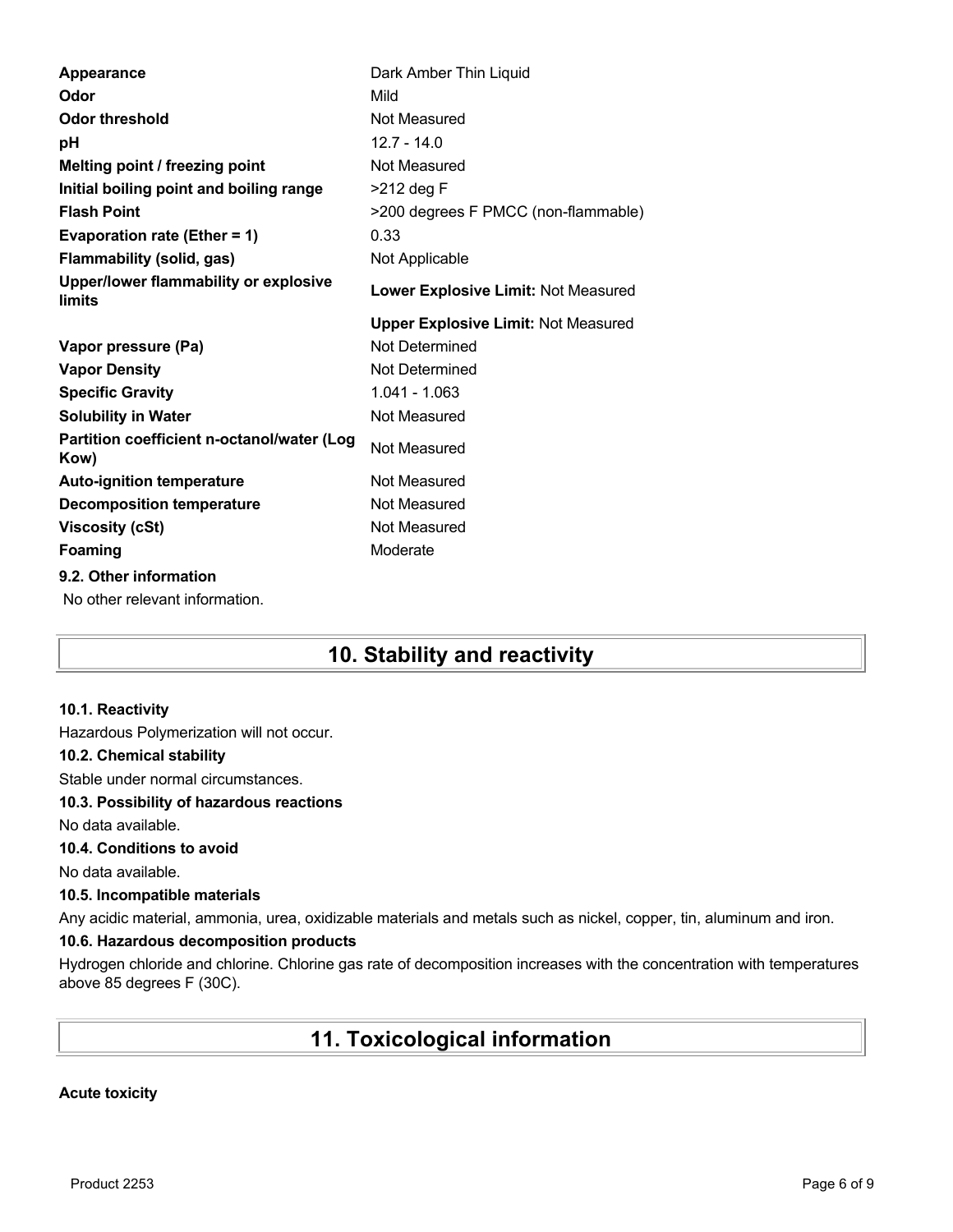| | |
|---|---|
| **Appearance** | Dark Amber Thin Liquid |
| **Odor** | Mild |
| **Odor threshold** | Not Measured |
| **pH** | 12.7 - 14.0 |
| **Melting point / freezing point** | Not Measured |
| **Initial boiling point and boiling range** | >212 deg F |
| **Flash Point** | >200 degrees F PMCC (non-flammable) |
| **Evaporation rate (Ether = 1)** | 0.33 |
| **Flammability (solid, gas)** | Not Applicable |
| **Upper/lower flammability or explosive limits** | **Lower Explosive Limit:** Not Measured |
| | **Upper Explosive Limit:** Not Measured |
| **Vapor pressure (Pa)** | Not Determined |
| **Vapor Density** | Not Determined |
| **Specific Gravity** | 1.041 - 1.063 |
| **Solubility in Water** | Not Measured |
| **Partition coefficient n-octanol/water (Log Kow)** | Not Measured |
| **Auto-ignition temperature** | Not Measured |
| **Decomposition temperature** | Not Measured |
| **Viscosity (cSt)** | Not Measured |
| **Foaming** | Moderate |

### 9.2. Other information

No other relevant information.

## 10. Stability and reactivity

### 10.1. Reactivity

Hazardous Polymerization will not occur.

### 10.2. Chemical stability

Stable under normal circumstances.

### 10.3. Possibility of hazardous reactions

No data available.

### 10.4. Conditions to avoid

No data available.

### 10.5. Incompatible materials

Any acidic material, ammonia, urea, oxidizable materials and metals such as nickel, copper, tin, aluminum and iron.

### 10.6. Hazardous decomposition products

Hydrogen chloride and chlorine. Chlorine gas rate of decomposition increases with the concentration with temperatures above 85 degrees F (30C).

## 11. Toxicological information

**Acute toxicity**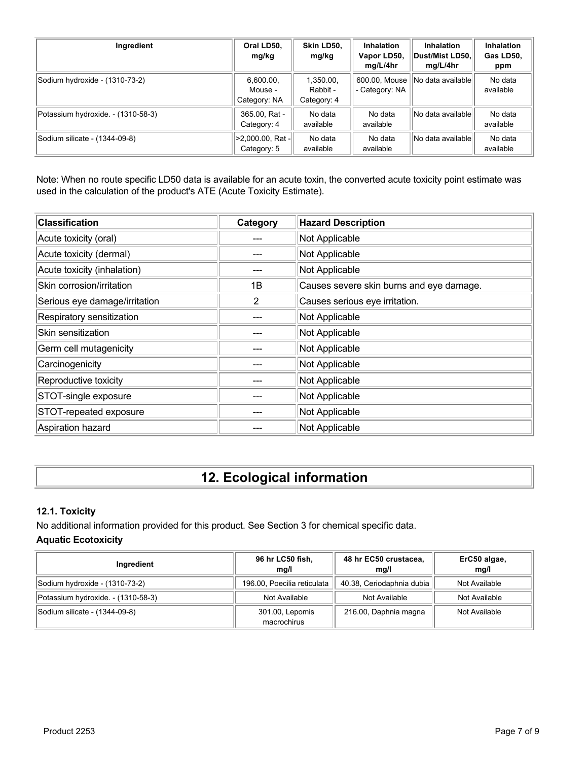| Ingredient | Oral LD50, mg/kg | Skin LD50, mg/kg | Inhalation Vapor LD50, mg/L/4hr | Inhalation Dust/Mist LD50, mg/L/4hr | Inhalation Gas LD50, ppm |
|---|---|---|---|---|---|
| Sodium hydroxide - (1310-73-2) | 6,600.00, Mouse - Category: NA | 1,350.00, Rabbit - Category: 4 | 600.00, Mouse - Category: NA | No data available | No data available |
| Potassium hydroxide. - (1310-58-3) | 365.00, Rat - Category: 4 | No data available | No data available | No data available | No data available |
| Sodium silicate - (1344-09-8) | >2,000.00, Rat - Category: 5 | No data available | No data available | No data available | No data available |

Note: When no route specific LD50 data is available for an acute toxin, the converted acute toxicity point estimate was used in the calculation of the product's ATE (Acute Toxicity Estimate).

| Classification | Category | Hazard Description |
|---|---|---|
| Acute toxicity (oral) | --- | Not Applicable |
| Acute toxicity (dermal) | --- | Not Applicable |
| Acute toxicity (inhalation) | --- | Not Applicable |
| Skin corrosion/irritation | 1B | Causes severe skin burns and eye damage. |
| Serious eye damage/irritation | 2 | Causes serious eye irritation. |
| Respiratory sensitization | --- | Not Applicable |
| Skin sensitization | --- | Not Applicable |
| Germ cell mutagenicity | --- | Not Applicable |
| Carcinogenicity | --- | Not Applicable |
| Reproductive toxicity | --- | Not Applicable |
| STOT-single exposure | --- | Not Applicable |
| STOT-repeated exposure | --- | Not Applicable |
| Aspiration hazard | --- | Not Applicable |

# 12. Ecological information

### 12.1. Toxicity

No additional information provided for this product. See Section 3 for chemical specific data.

**Aquatic Ecotoxicity**

| Ingredient | 96 hr LC50 fish, mg/l | 48 hr EC50 crustacea, mg/l | ErC50 algae, mg/l |
|---|---|---|---|
| Sodium hydroxide - (1310-73-2) | 196.00, Poecilia reticulata | 40.38, Ceriodaphnia dubia | Not Available |
| Potassium hydroxide. - (1310-58-3) | Not Available | Not Available | Not Available |
| Sodium silicate - (1344-09-8) | 301.00, Lepomis macrochirus | 216.00, Daphnia magna | Not Available |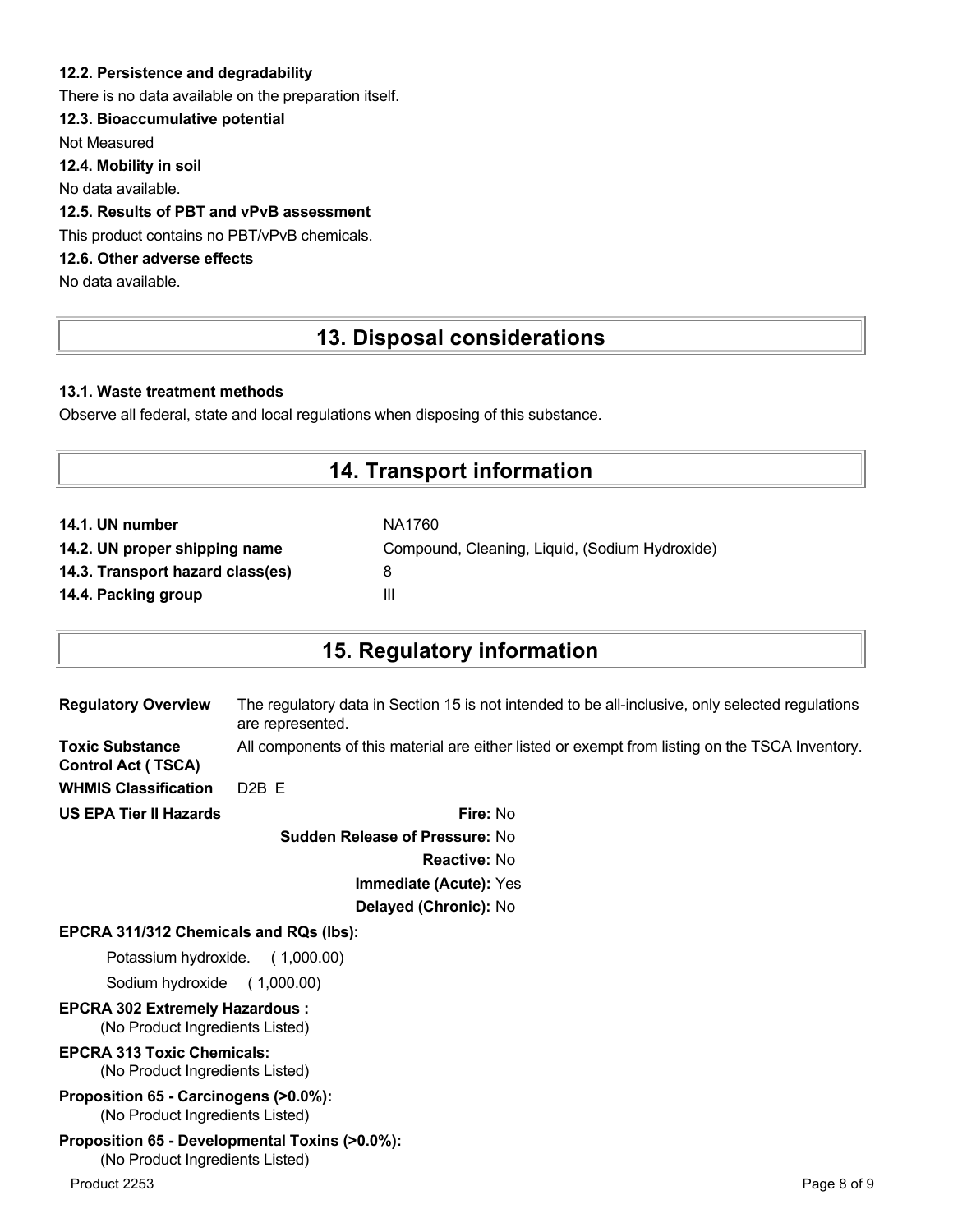### 12.2. Persistence and degradability

There is no data available on the preparation itself.

### 12.3. Bioaccumulative potential

Not Measured

### 12.4. Mobility in soil

No data available.

### 12.5. Results of PBT and vPvB assessment

This product contains no PBT/vPvB chemicals.

### 12.6. Other adverse effects

No data available.

## 13. Disposal considerations

### 13.1. Waste treatment methods

Observe all federal, state and local regulations when disposing of this substance.

## 14. Transport information

| | |
|---|---|
| **14.1. UN number** | NA1760 |
| **14.2. UN proper shipping name** | Compound, Cleaning, Liquid, (Sodium Hydroxide) |
| **14.3. Transport hazard class(es)** | 8 |
| **14.4. Packing group** | III |

## 15. Regulatory information

**Regulatory Overview** The regulatory data in Section 15 is not intended to be all-inclusive, only selected regulations are represented.

**Toxic Substance Control Act ( TSCA)** All components of this material are either listed or exempt from listing on the TSCA Inventory.

**WHMIS Classification** D2B E

**US EPA Tier II Hazards**

**Fire:** No

**Sudden Release of Pressure:** No

**Reactive:** No

**Immediate (Acute):** Yes

**Delayed (Chronic):** No

**EPCRA 311/312 Chemicals and RQs (lbs):**

Potassium hydroxide. ( 1,000.00)

Sodium hydroxide ( 1,000.00)

**EPCRA 302 Extremely Hazardous :**
(No Product Ingredients Listed)

**EPCRA 313 Toxic Chemicals:**
(No Product Ingredients Listed)

**Proposition 65 - Carcinogens (>0.0%):**
(No Product Ingredients Listed)

**Proposition 65 - Developmental Toxins (>0.0%):**
(No Product Ingredients Listed)

Product 2253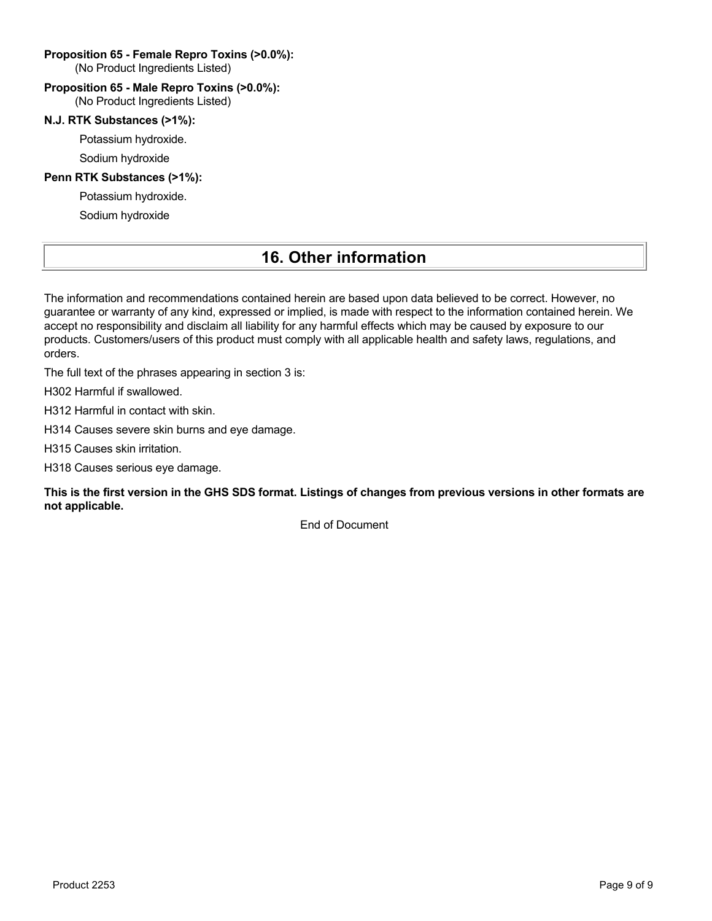**Proposition 65 - Female Repro Toxins (>0.0%):**
(No Product Ingredients Listed)

**Proposition 65 - Male Repro Toxins (>0.0%):**
(No Product Ingredients Listed)

**N.J. RTK Substances (>1%):**

Potassium hydroxide.

Sodium hydroxide

**Penn RTK Substances (>1%):**

Potassium hydroxide.

Sodium hydroxide

## 16. Other information

The information and recommendations contained herein are based upon data believed to be correct. However, no guarantee or warranty of any kind, expressed or implied, is made with respect to the information contained herein. We accept no responsibility and disclaim all liability for any harmful effects which may be caused by exposure to our products. Customers/users of this product must comply with all applicable health and safety laws, regulations, and orders.

The full text of the phrases appearing in section 3 is:

H302 Harmful if swallowed.

H312 Harmful in contact with skin.

H314 Causes severe skin burns and eye damage.

H315 Causes skin irritation.

H318 Causes serious eye damage.

**This is the first version in the GHS SDS format. Listings of changes from previous versions in other formats are not applicable.**

End of Document